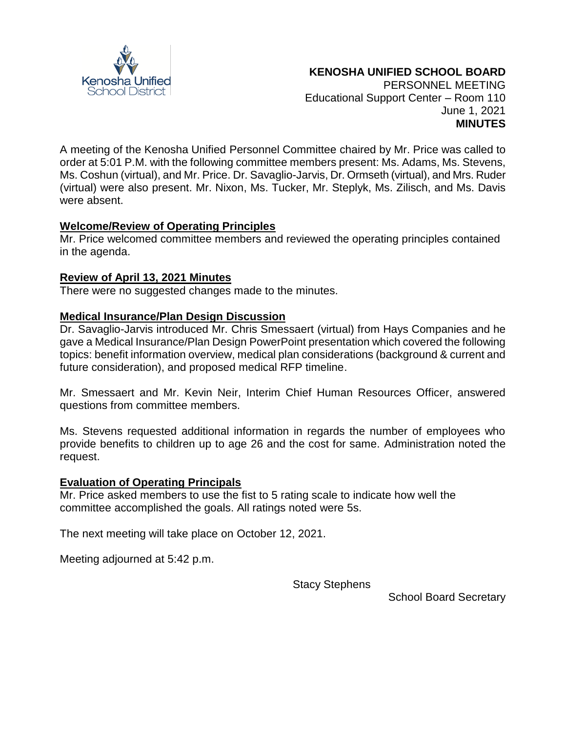**KENOSHA UNIFIED SCHOOL BOARD**
PERSONNEL MEETING
Educational Support Center – Room 110
June 1, 2021
**MINUTES**

A meeting of the Kenosha Unified Personnel Committee chaired by Mr. Price was called to order at 5:01 P.M. with the following committee members present: Ms. Adams, Ms. Stevens, Ms. Coshun (virtual), and Mr. Price. Dr. Savaglio-Jarvis, Dr. Ormseth (virtual), and Mrs. Ruder (virtual) were also present. Mr. Nixon, Ms. Tucker, Mr. Steplyk, Ms. Zilisch, and Ms. Davis were absent.

**Welcome/Review of Operating Principles**

Mr. Price welcomed committee members and reviewed the operating principles contained in the agenda.

**Review of April 13, 2021 Minutes**

There were no suggested changes made to the minutes.

**Medical Insurance/Plan Design Discussion**

Dr. Savaglio-Jarvis introduced Mr. Chris Smessaert (virtual) from Hays Companies and he gave a Medical Insurance/Plan Design PowerPoint presentation which covered the following topics: benefit information overview, medical plan considerations (background & current and future consideration), and proposed medical RFP timeline.

Mr. Smessaert and Mr. Kevin Neir, Interim Chief Human Resources Officer, answered questions from committee members.

Ms. Stevens requested additional information in regards the number of employees who provide benefits to children up to age 26 and the cost for same. Administration noted the request.

**Evaluation of Operating Principals**

Mr. Price asked members to use the fist to 5 rating scale to indicate how well the committee accomplished the goals. All ratings noted were 5s.

The next meeting will take place on October 12, 2021.

Meeting adjourned at 5:42 p.m.

Stacy Stephens
School Board Secretary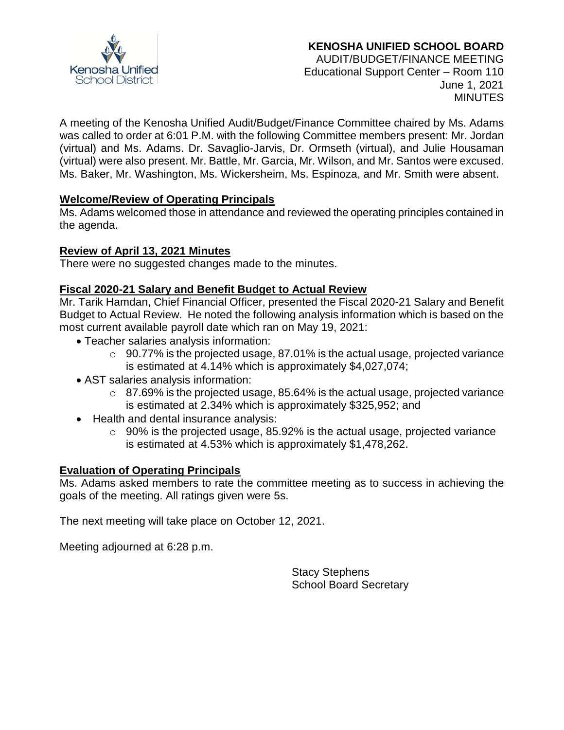**KENOSHA UNIFIED SCHOOL BOARD**
AUDIT/BUDGET/FINANCE MEETING
Educational Support Center – Room 110
June 1, 2021
MINUTES

A meeting of the Kenosha Unified Audit/Budget/Finance Committee chaired by Ms. Adams was called to order at 6:01 P.M. with the following Committee members present: Mr. Jordan (virtual) and Ms. Adams. Dr. Savaglio-Jarvis, Dr. Ormseth (virtual), and Julie Housaman (virtual) were also present. Mr. Battle, Mr. Garcia, Mr. Wilson, and Mr. Santos were excused. Ms. Baker, Mr. Washington, Ms. Wickersheim, Ms. Espinoza, and Mr. Smith were absent.

**Welcome/Review of Operating Principals**
Ms. Adams welcomed those in attendance and reviewed the operating principles contained in the agenda.

**Review of April 13, 2021 Minutes**
There were no suggested changes made to the minutes.

**Fiscal 2020-21 Salary and Benefit Budget to Actual Review**
Mr. Tarik Hamdan, Chief Financial Officer, presented the Fiscal 2020-21 Salary and Benefit Budget to Actual Review. He noted the following analysis information which is based on the most current available payroll date which ran on May 19, 2021:

- Teacher salaries analysis information:
  - 90.77% is the projected usage, 87.01% is the actual usage, projected variance is estimated at 4.14% which is approximately $4,027,074;
- AST salaries analysis information:
  - 87.69% is the projected usage, 85.64% is the actual usage, projected variance is estimated at 2.34% which is approximately $325,952; and
- Health and dental insurance analysis:
  - 90% is the projected usage, 85.92% is the actual usage, projected variance is estimated at 4.53% which is approximately $1,478,262.

**Evaluation of Operating Principals**
Ms. Adams asked members to rate the committee meeting as to success in achieving the goals of the meeting. All ratings given were 5s.

The next meeting will take place on October 12, 2021.

Meeting adjourned at 6:28 p.m.

Stacy Stephens
School Board Secretary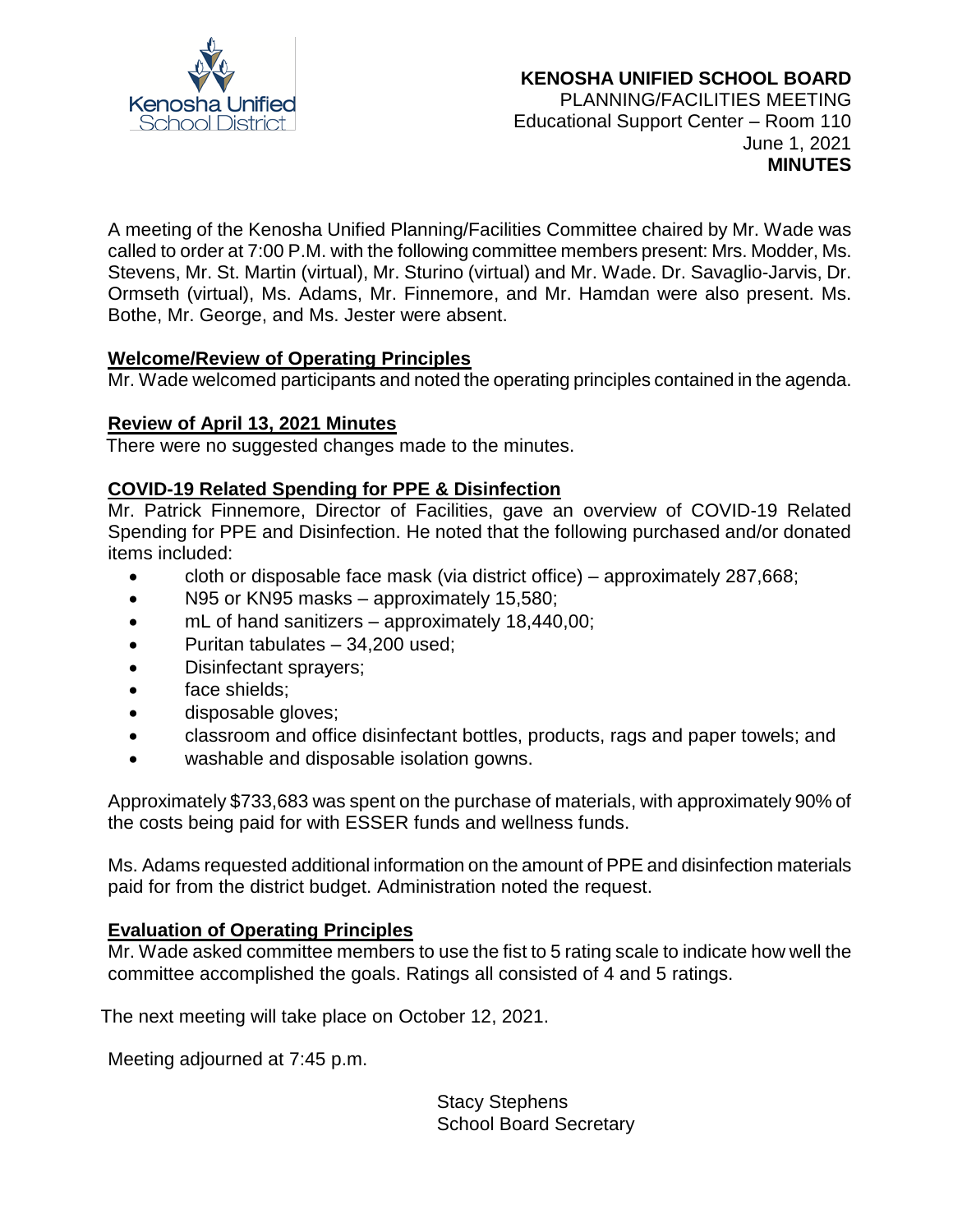**KENOSHA UNIFIED SCHOOL BOARD**
PLANNING/FACILITIES MEETING
Educational Support Center – Room 110
June 1, 2021
**MINUTES**

A meeting of the Kenosha Unified Planning/Facilities Committee chaired by Mr. Wade was called to order at 7:00 P.M. with the following committee members present: Mrs. Modder, Ms. Stevens, Mr. St. Martin (virtual), Mr. Sturino (virtual) and Mr. Wade. Dr. Savaglio-Jarvis, Dr. Ormseth (virtual), Ms. Adams, Mr. Finnemore, and Mr. Hamdan were also present. Ms. Bothe, Mr. George, and Ms. Jester were absent.

**Welcome/Review of Operating Principles**

Mr. Wade welcomed participants and noted the operating principles contained in the agenda.

**Review of April 13, 2021 Minutes**

There were no suggested changes made to the minutes.

**COVID-19 Related Spending for PPE & Disinfection**

Mr. Patrick Finnemore, Director of Facilities, gave an overview of COVID-19 Related Spending for PPE and Disinfection. He noted that the following purchased and/or donated items included:

- cloth or disposable face mask (via district office) – approximately 287,668;
- N95 or KN95 masks – approximately 15,580;
- mL of hand sanitizers – approximately 18,440,00;
- Puritan tabulates – 34,200 used;
- Disinfectant sprayers;
- face shields;
- disposable gloves;
- classroom and office disinfectant bottles, products, rags and paper towels; and
- washable and disposable isolation gowns.

Approximately $733,683 was spent on the purchase of materials, with approximately 90% of the costs being paid for with ESSER funds and wellness funds.

Ms. Adams requested additional information on the amount of PPE and disinfection materials paid for from the district budget. Administration noted the request.

**Evaluation of Operating Principles**

Mr. Wade asked committee members to use the fist to 5 rating scale to indicate how well the committee accomplished the goals. Ratings all consisted of 4 and 5 ratings.

The next meeting will take place on October 12, 2021.

Meeting adjourned at 7:45 p.m.

Stacy Stephens
School Board Secretary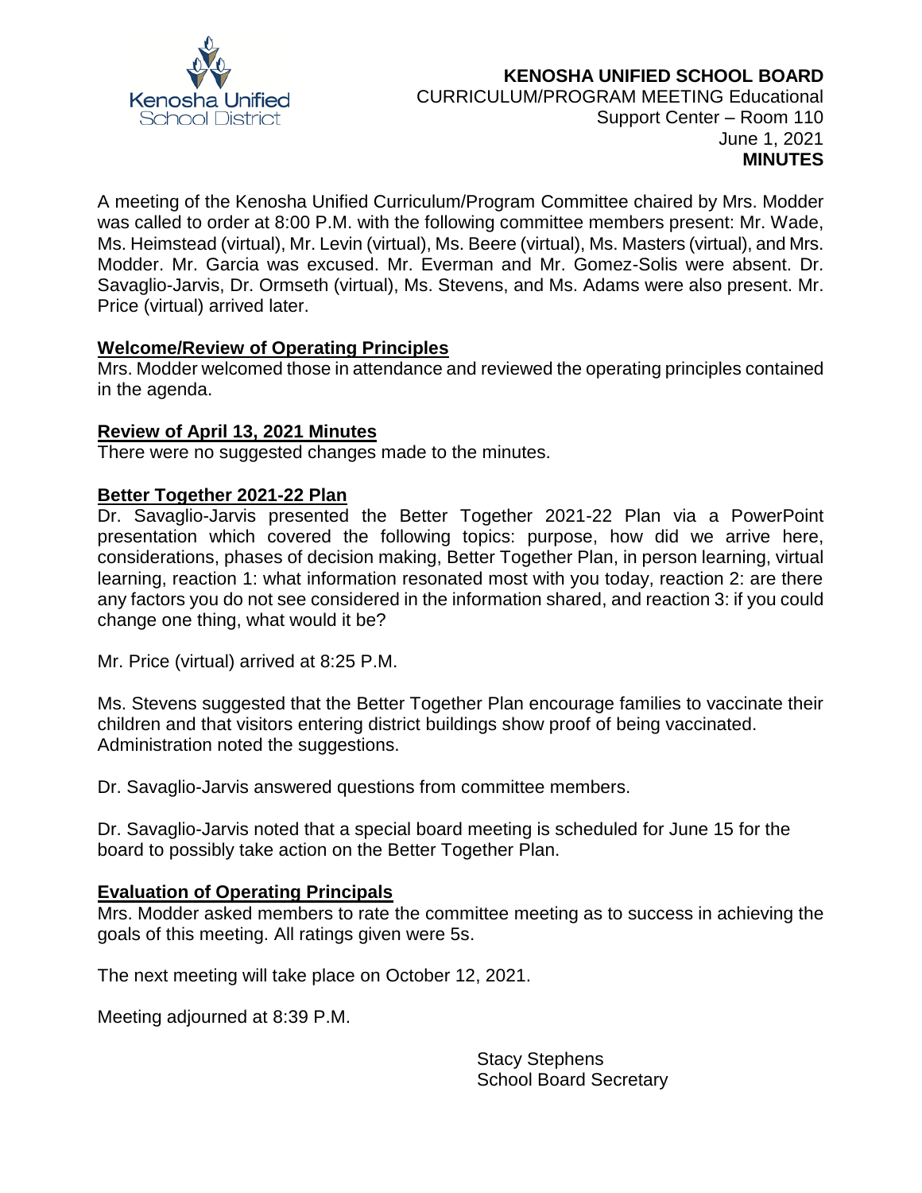**KENOSHA UNIFIED SCHOOL BOARD**
CURRICULUM/PROGRAM MEETING Educational
Support Center – Room 110
June 1, 2021
**MINUTES**

A meeting of the Kenosha Unified Curriculum/Program Committee chaired by Mrs. Modder was called to order at 8:00 P.M. with the following committee members present: Mr. Wade, Ms. Heimstead (virtual), Mr. Levin (virtual), Ms. Beere (virtual), Ms. Masters (virtual), and Mrs. Modder. Mr. Garcia was excused. Mr. Everman and Mr. Gomez-Solis were absent. Dr. Savaglio-Jarvis, Dr. Ormseth (virtual), Ms. Stevens, and Ms. Adams were also present. Mr. Price (virtual) arrived later.

**Welcome/Review of Operating Principles**

Mrs. Modder welcomed those in attendance and reviewed the operating principles contained in the agenda.

**Review of April 13, 2021 Minutes**

There were no suggested changes made to the minutes.

**Better Together 2021-22 Plan**

Dr. Savaglio-Jarvis presented the Better Together 2021-22 Plan via a PowerPoint presentation which covered the following topics: purpose, how did we arrive here, considerations, phases of decision making, Better Together Plan, in person learning, virtual learning, reaction 1: what information resonated most with you today, reaction 2: are there any factors you do not see considered in the information shared, and reaction 3: if you could change one thing, what would it be?

Mr. Price (virtual) arrived at 8:25 P.M.

Ms. Stevens suggested that the Better Together Plan encourage families to vaccinate their children and that visitors entering district buildings show proof of being vaccinated. Administration noted the suggestions.

Dr. Savaglio-Jarvis answered questions from committee members.

Dr. Savaglio-Jarvis noted that a special board meeting is scheduled for June 15 for the board to possibly take action on the Better Together Plan.

**Evaluation of Operating Principals**

Mrs. Modder asked members to rate the committee meeting as to success in achieving the goals of this meeting. All ratings given were 5s.

The next meeting will take place on October 12, 2021.

Meeting adjourned at 8:39 P.M.

Stacy Stephens
School Board Secretary